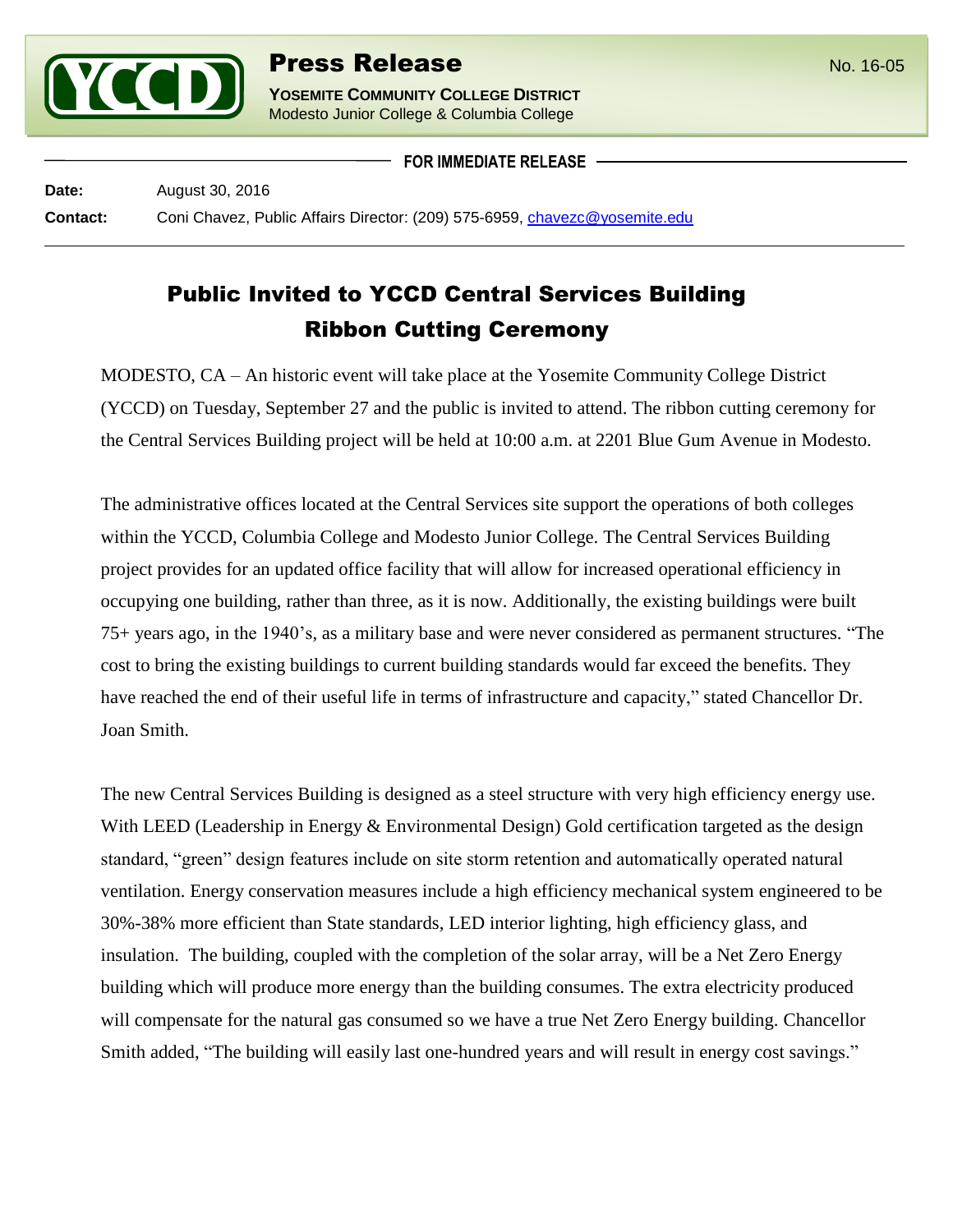# Press Release

**YOSEMITE COMMUNITY COLLEGE DISTRICT**
Modesto Junior College & Columbia College

No. 16-05

**FOR IMMEDIATE RELEASE**

**Date:** August 30, 2016

**Contact:** Coni Chavez, Public Affairs Director: (209) 575-6959, chavezc@yosemite.edu

## Public Invited to YCCD Central Services Building Ribbon Cutting Ceremony

MODESTO, CA – An historic event will take place at the Yosemite Community College District (YCCD) on Tuesday, September 27 and the public is invited to attend. The ribbon cutting ceremony for the Central Services Building project will be held at 10:00 a.m. at 2201 Blue Gum Avenue in Modesto.

The administrative offices located at the Central Services site support the operations of both colleges within the YCCD, Columbia College and Modesto Junior College. The Central Services Building project provides for an updated office facility that will allow for increased operational efficiency in occupying one building, rather than three, as it is now. Additionally, the existing buildings were built 75+ years ago, in the 1940's, as a military base and were never considered as permanent structures. "The cost to bring the existing buildings to current building standards would far exceed the benefits. They have reached the end of their useful life in terms of infrastructure and capacity," stated Chancellor Dr. Joan Smith.

The new Central Services Building is designed as a steel structure with very high efficiency energy use. With LEED (Leadership in Energy & Environmental Design) Gold certification targeted as the design standard, "green" design features include on site storm retention and automatically operated natural ventilation. Energy conservation measures include a high efficiency mechanical system engineered to be 30%-38% more efficient than State standards, LED interior lighting, high efficiency glass, and insulation. The building, coupled with the completion of the solar array, will be a Net Zero Energy building which will produce more energy than the building consumes. The extra electricity produced will compensate for the natural gas consumed so we have a true Net Zero Energy building. Chancellor Smith added, "The building will easily last one-hundred years and will result in energy cost savings."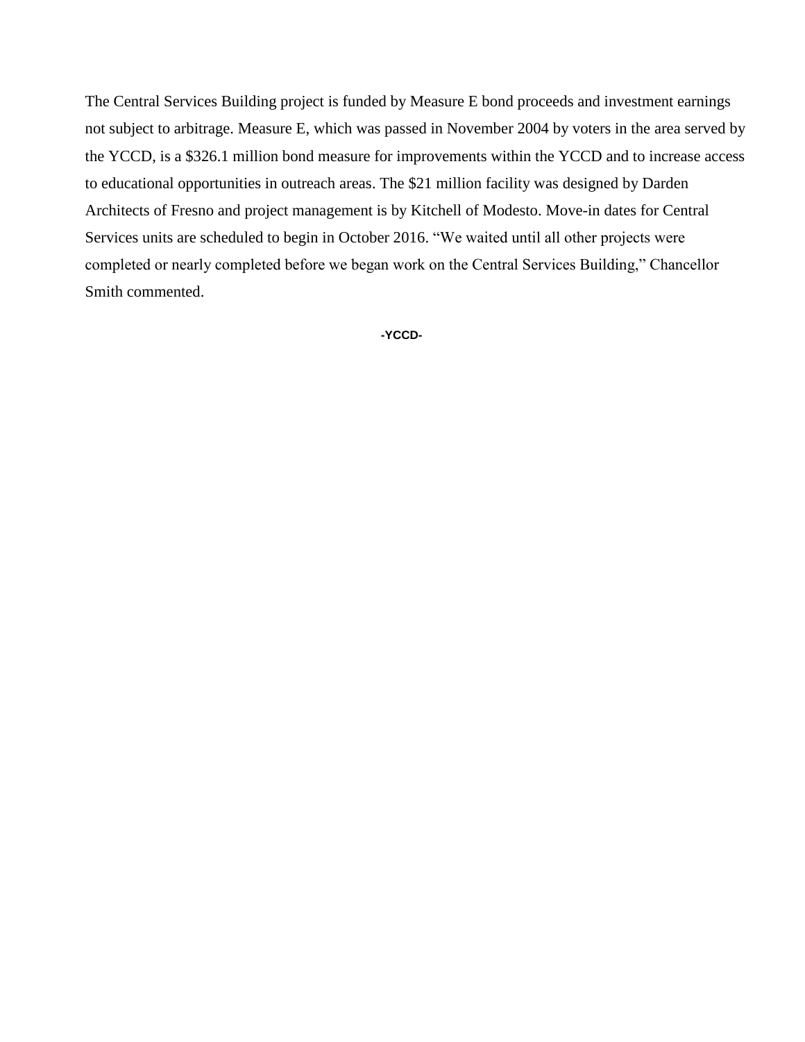The Central Services Building project is funded by Measure E bond proceeds and investment earnings not subject to arbitrage. Measure E, which was passed in November 2004 by voters in the area served by the YCCD, is a $326.1 million bond measure for improvements within the YCCD and to increase access to educational opportunities in outreach areas. The $21 million facility was designed by Darden Architects of Fresno and project management is by Kitchell of Modesto. Move-in dates for Central Services units are scheduled to begin in October 2016. "We waited until all other projects were completed or nearly completed before we began work on the Central Services Building," Chancellor Smith commented.

**-YCCD-**